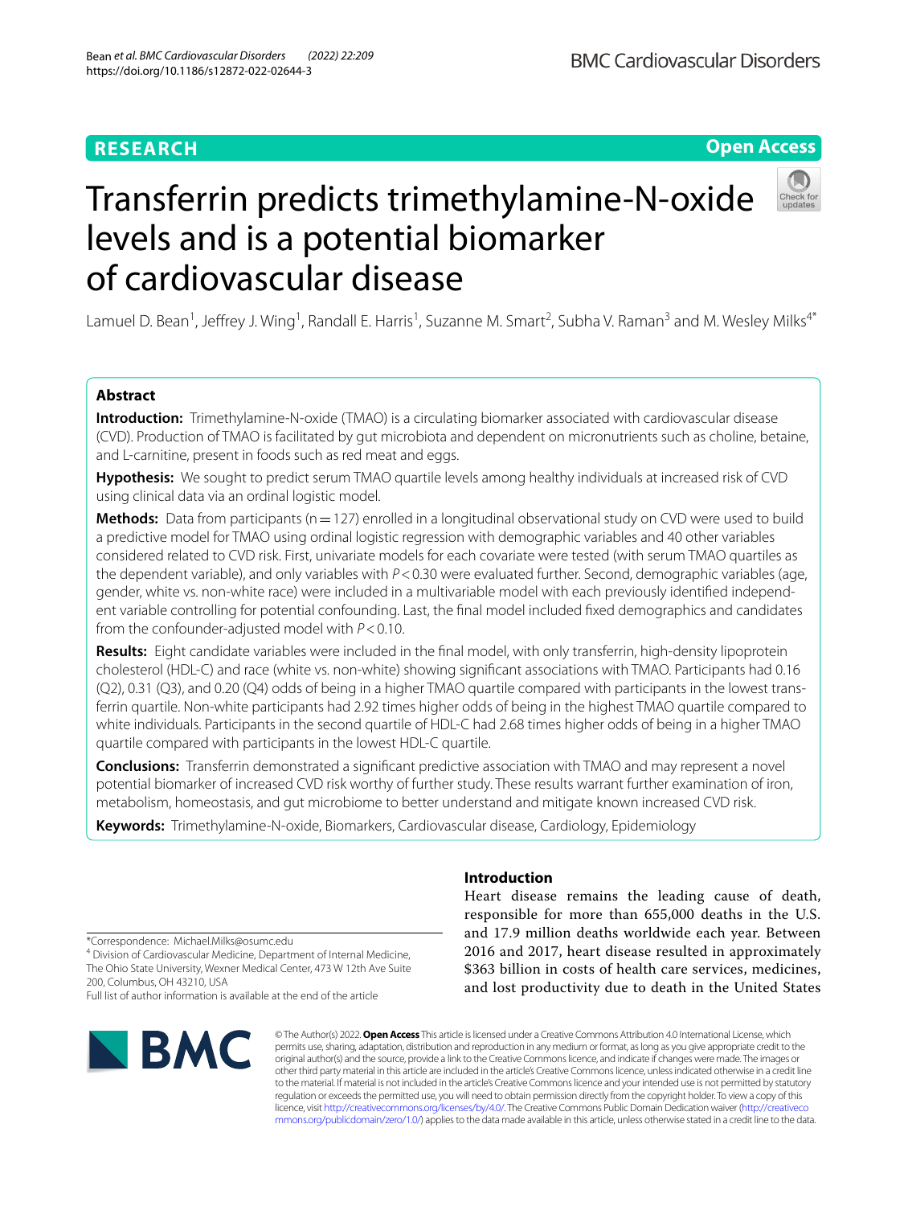RESEARCH

Open Access

# Transferrin predicts trimethylamine-N-oxide levels and is a potential biomarker of cardiovascular disease

Lamuel D. Bean[1], Jeffrey J. Wing[1], Randall E. Harris[1], Suzanne M. Smart[2], Subha V. Raman[3] and M. Wesley Milks[4*]

## Abstract

**Introduction:** Trimethylamine-N-oxide (TMAO) is a circulating biomarker associated with cardiovascular disease (CVD). Production of TMAO is facilitated by gut microbiota and dependent on micronutrients such as choline, betaine, and L-carnitine, present in foods such as red meat and eggs.

**Hypothesis:** We sought to predict serum TMAO quartile levels among healthy individuals at increased risk of CVD using clinical data via an ordinal logistic model.

**Methods:** Data from participants (n = 127) enrolled in a longitudinal observational study on CVD were used to build a predictive model for TMAO using ordinal logistic regression with demographic variables and 40 other variables considered related to CVD risk. First, univariate models for each covariate were tested (with serum TMAO quartiles as the dependent variable), and only variables with $P<0.30$ were evaluated further. Second, demographic variables (age, gender, white vs. non-white race) were included in a multivariable model with each previously identified independent variable controlling for potential confounding. Last, the final model included fixed demographics and candidates from the confounder-adjusted model with $P<0.10$.

**Results:** Eight candidate variables were included in the final model, with only transferrin, high-density lipoprotein cholesterol (HDL-C) and race (white vs. non-white) showing significant associations with TMAO. Participants had 0.16 (Q2), 0.31 (Q3), and 0.20 (Q4) odds of being in a higher TMAO quartile compared with participants in the lowest transferrin quartile. Non-white participants had 2.92 times higher odds of being in the highest TMAO quartile compared to white individuals. Participants in the second quartile of HDL-C had 2.68 times higher odds of being in a higher TMAO quartile compared with participants in the lowest HDL-C quartile.

**Conclusions:** Transferrin demonstrated a significant predictive association with TMAO and may represent a novel potential biomarker of increased CVD risk worthy of further study. These results warrant further examination of iron, metabolism, homeostasis, and gut microbiome to better understand and mitigate known increased CVD risk.

**Keywords:** Trimethylamine-N-oxide, Biomarkers, Cardiovascular disease, Cardiology, Epidemiology

## Introduction

Heart disease remains the leading cause of death, responsible for more than 655,000 deaths in the U.S. and 17.9 million deaths worldwide each year. Between 2016 and 2017, heart disease resulted in approximately $363 billion in costs of health care services, medicines, and lost productivity due to death in the United States

*Correspondence: Michael.Milks@osumc.edu
[4] Division of Cardiovascular Medicine, Department of Internal Medicine, The Ohio State University, Wexner Medical Center, 473 W 12th Ave Suite 200, Columbus, OH 43210, USA
Full list of author information is available at the end of the article

© The Author(s) 2022. **Open Access** This article is licensed under a Creative Commons Attribution 4.0 International License, which permits use, sharing, adaptation, distribution and reproduction in any medium or format, as long as you give appropriate credit to the original author(s) and the source, provide a link to the Creative Commons licence, and indicate if changes were made. The images or other third party material in this article are included in the article's Creative Commons licence, unless indicated otherwise in a credit line to the material. If material is not included in the article's Creative Commons licence and your intended use is not permitted by statutory regulation or exceeds the permitted use, you will need to obtain permission directly from the copyright holder. To view a copy of this licence, visit http://creativecommons.org/licenses/by/4.0/. The Creative Commons Public Domain Dedication waiver (http://creativecommons.org/publicdomain/zero/1.0/) applies to the data made available in this article, unless otherwise stated in a credit line to the data.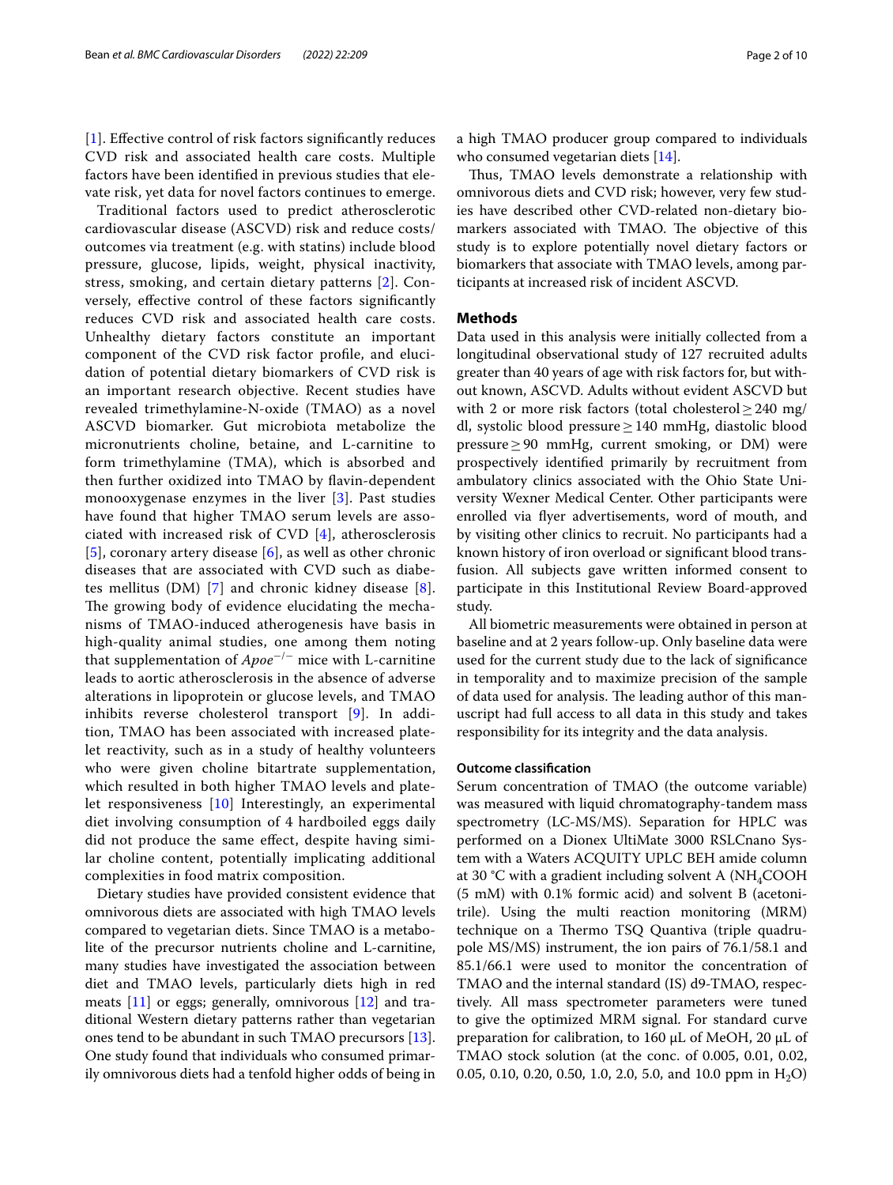[1]. Effective control of risk factors significantly reduces CVD risk and associated health care costs. Multiple factors have been identified in previous studies that elevate risk, yet data for novel factors continues to emerge.

Traditional factors used to predict atherosclerotic cardiovascular disease (ASCVD) risk and reduce costs/outcomes via treatment (e.g. with statins) include blood pressure, glucose, lipids, weight, physical inactivity, stress, smoking, and certain dietary patterns [2]. Conversely, effective control of these factors significantly reduces CVD risk and associated health care costs. Unhealthy dietary factors constitute an important component of the CVD risk factor profile, and elucidation of potential dietary biomarkers of CVD risk is an important research objective. Recent studies have revealed trimethylamine-N-oxide (TMAO) as a novel ASCVD biomarker. Gut microbiota metabolize the micronutrients choline, betaine, and L-carnitine to form trimethylamine (TMA), which is absorbed and then further oxidized into TMAO by flavin-dependent monooxygenase enzymes in the liver [3]. Past studies have found that higher TMAO serum levels are associated with increased risk of CVD [4], atherosclerosis [5], coronary artery disease [6], as well as other chronic diseases that are associated with CVD such as diabetes mellitus (DM) [7] and chronic kidney disease [8]. The growing body of evidence elucidating the mechanisms of TMAO-induced atherogenesis have basis in high-quality animal studies, one among them noting that supplementation of $Apoe^{-/-}$ mice with L-carnitine leads to aortic atherosclerosis in the absence of adverse alterations in lipoprotein or glucose levels, and TMAO inhibits reverse cholesterol transport [9]. In addition, TMAO has been associated with increased platelet reactivity, such as in a study of healthy volunteers who were given choline bitartrate supplementation, which resulted in both higher TMAO levels and platelet responsiveness [10] Interestingly, an experimental diet involving consumption of 4 hardboiled eggs daily did not produce the same effect, despite having similar choline content, potentially implicating additional complexities in food matrix composition.

Dietary studies have provided consistent evidence that omnivorous diets are associated with high TMAO levels compared to vegetarian diets. Since TMAO is a metabolite of the precursor nutrients choline and L-carnitine, many studies have investigated the association between diet and TMAO levels, particularly diets high in red meats [11] or eggs; generally, omnivorous [12] and traditional Western dietary patterns rather than vegetarian ones tend to be abundant in such TMAO precursors [13]. One study found that individuals who consumed primarily omnivorous diets had a tenfold higher odds of being in a high TMAO producer group compared to individuals who consumed vegetarian diets [14].

Thus, TMAO levels demonstrate a relationship with omnivorous diets and CVD risk; however, very few studies have described other CVD-related non-dietary biomarkers associated with TMAO. The objective of this study is to explore potentially novel dietary factors or biomarkers that associate with TMAO levels, among participants at increased risk of incident ASCVD.

## Methods

Data used in this analysis were initially collected from a longitudinal observational study of 127 recruited adults greater than 40 years of age with risk factors for, but without known, ASCVD. Adults without evident ASCVD but with 2 or more risk factors (total cholesterol ≥ 240 mg/dl, systolic blood pressure ≥ 140 mmHg, diastolic blood pressure ≥ 90 mmHg, current smoking, or DM) were prospectively identified primarily by recruitment from ambulatory clinics associated with the Ohio State University Wexner Medical Center. Other participants were enrolled via flyer advertisements, word of mouth, and by visiting other clinics to recruit. No participants had a known history of iron overload or significant blood transfusion. All subjects gave written informed consent to participate in this Institutional Review Board-approved study.

All biometric measurements were obtained in person at baseline and at 2 years follow-up. Only baseline data were used for the current study due to the lack of significance in temporality and to maximize precision of the sample of data used for analysis. The leading author of this manuscript had full access to all data in this study and takes responsibility for its integrity and the data analysis.

### Outcome classification

Serum concentration of TMAO (the outcome variable) was measured with liquid chromatography-tandem mass spectrometry (LC-MS/MS). Separation for HPLC was performed on a Dionex UltiMate 3000 RSLCnano System with a Waters ACQUITY UPLC BEH amide column at 30 °C with a gradient including solvent A ($NH_4COOH$ (5 mM) with 0.1% formic acid) and solvent B (acetonitrile). Using the multi reaction monitoring (MRM) technique on a Thermo TSQ Quantiva (triple quadrupole MS/MS) instrument, the ion pairs of 76.1/58.1 and 85.1/66.1 were used to monitor the concentration of TMAO and the internal standard (IS) d9-TMAO, respectively. All mass spectrometer parameters were tuned to give the optimized MRM signal. For standard curve preparation for calibration, to 160 μL of MeOH, 20 μL of TMAO stock solution (at the conc. of 0.005, 0.01, 0.02, 0.05, 0.10, 0.20, 0.50, 1.0, 2.0, 5.0, and 10.0 ppm in $H_2O$)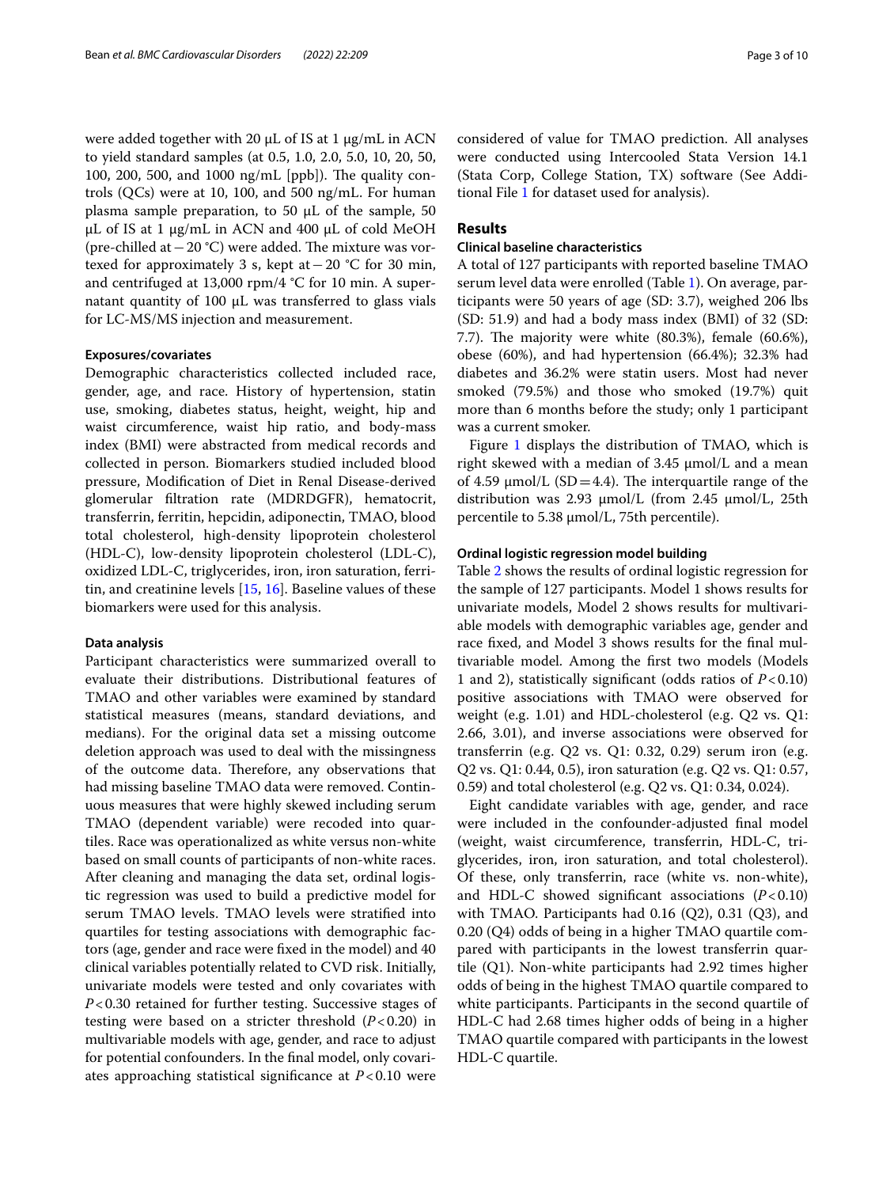were added together with 20 μL of IS at 1 μg/mL in ACN to yield standard samples (at 0.5, 1.0, 2.0, 5.0, 10, 20, 50, 100, 200, 500, and 1000 ng/mL [ppb]). The quality controls (QCs) were at 10, 100, and 500 ng/mL. For human plasma sample preparation, to 50 μL of the sample, 50 μL of IS at 1 μg/mL in ACN and 400 μL of cold MeOH (pre-chilled at −20 °C) were added. The mixture was vortexed for approximately 3 s, kept at −20 °C for 30 min, and centrifuged at 13,000 rpm/4 °C for 10 min. A supernatant quantity of 100 μL was transferred to glass vials for LC-MS/MS injection and measurement.

#### Exposures/covariates

Demographic characteristics collected included race, gender, age, and race. History of hypertension, statin use, smoking, diabetes status, height, weight, hip and waist circumference, waist hip ratio, and body-mass index (BMI) were abstracted from medical records and collected in person. Biomarkers studied included blood pressure, Modification of Diet in Renal Disease-derived glomerular filtration rate (MDRDGFR), hematocrit, transferrin, ferritin, hepcidin, adiponectin, TMAO, blood total cholesterol, high-density lipoprotein cholesterol (HDL-C), low-density lipoprotein cholesterol (LDL-C), oxidized LDL-C, triglycerides, iron, iron saturation, ferritin, and creatinine levels [15, 16]. Baseline values of these biomarkers were used for this analysis.

#### Data analysis

Participant characteristics were summarized overall to evaluate their distributions. Distributional features of TMAO and other variables were examined by standard statistical measures (means, standard deviations, and medians). For the original data set a missing outcome deletion approach was used to deal with the missingness of the outcome data. Therefore, any observations that had missing baseline TMAO data were removed. Continuous measures that were highly skewed including serum TMAO (dependent variable) were recoded into quartiles. Race was operationalized as white versus non-white based on small counts of participants of non-white races. After cleaning and managing the data set, ordinal logistic regression was used to build a predictive model for serum TMAO levels. TMAO levels were stratified into quartiles for testing associations with demographic factors (age, gender and race were fixed in the model) and 40 clinical variables potentially related to CVD risk. Initially, univariate models were tested and only covariates with $P<0.30$ retained for further testing. Successive stages of testing were based on a stricter threshold ($P<0.20$) in multivariable models with age, gender, and race to adjust for potential confounders. In the final model, only covariates approaching statistical significance at $P<0.10$ were considered of value for TMAO prediction. All analyses were conducted using Intercooled Stata Version 14.1 (Stata Corp, College Station, TX) software (See Additional File 1 for dataset used for analysis).

## Results

#### Clinical baseline characteristics

A total of 127 participants with reported baseline TMAO serum level data were enrolled (Table 1). On average, participants were 50 years of age (SD: 3.7), weighed 206 lbs (SD: 51.9) and had a body mass index (BMI) of 32 (SD: 7.7). The majority were white (80.3%), female (60.6%), obese (60%), and had hypertension (66.4%); 32.3% had diabetes and 36.2% were statin users. Most had never smoked (79.5%) and those who smoked (19.7%) quit more than 6 months before the study; only 1 participant was a current smoker.

Figure 1 displays the distribution of TMAO, which is right skewed with a median of 3.45 μmol/L and a mean of 4.59 μmol/L (SD = 4.4). The interquartile range of the distribution was 2.93 μmol/L (from 2.45 μmol/L, 25th percentile to 5.38 μmol/L, 75th percentile).

#### Ordinal logistic regression model building

Table 2 shows the results of ordinal logistic regression for the sample of 127 participants. Model 1 shows results for univariate models, Model 2 shows results for multivariable models with demographic variables age, gender and race fixed, and Model 3 shows results for the final multivariable model. Among the first two models (Models 1 and 2), statistically significant (odds ratios of $P<0.10$) positive associations with TMAO were observed for weight (e.g. 1.01) and HDL-cholesterol (e.g. Q2 vs. Q1: 2.66, 3.01), and inverse associations were observed for transferrin (e.g. Q2 vs. Q1: 0.32, 0.29) serum iron (e.g. Q2 vs. Q1: 0.44, 0.5), iron saturation (e.g. Q2 vs. Q1: 0.57, 0.59) and total cholesterol (e.g. Q2 vs. Q1: 0.34, 0.024).

Eight candidate variables with age, gender, and race were included in the confounder-adjusted final model (weight, waist circumference, transferrin, HDL-C, triglycerides, iron, iron saturation, and total cholesterol). Of these, only transferrin, race (white vs. non-white), and HDL-C showed significant associations ($P<0.10$) with TMAO. Participants had 0.16 (Q2), 0.31 (Q3), and 0.20 (Q4) odds of being in a higher TMAO quartile compared with participants in the lowest transferrin quartile (Q1). Non-white participants had 2.92 times higher odds of being in the highest TMAO quartile compared to white participants. Participants in the second quartile of HDL-C had 2.68 times higher odds of being in a higher TMAO quartile compared with participants in the lowest HDL-C quartile.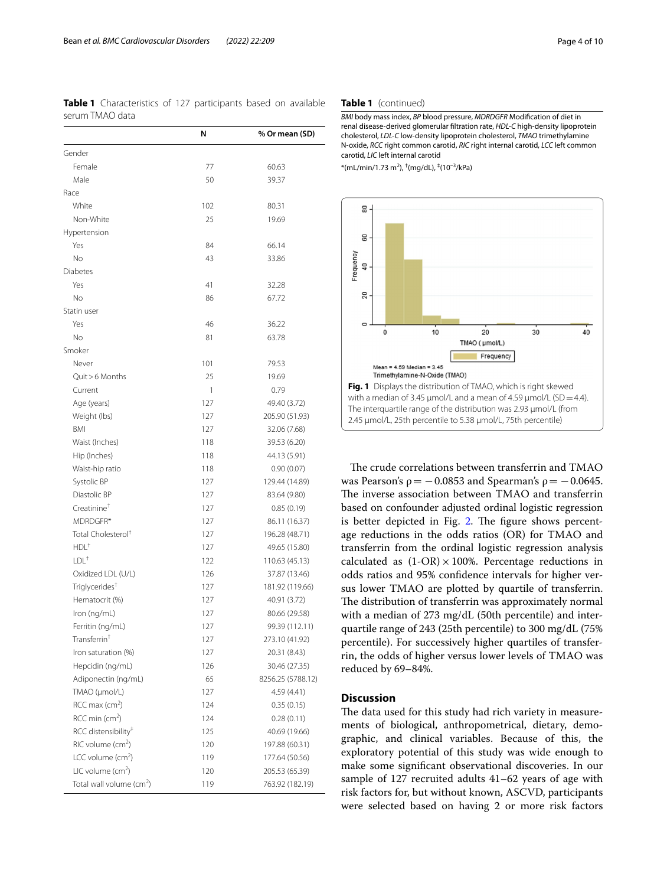**Table 1** Characteristics of 127 participants based on available serum TMAO data

| | N | % Or mean (SD) |
|---|---|---|
| Gender | | |
| Female | 77 | 60.63 |
| Male | 50 | 39.37 |
| Race | | |
| White | 102 | 80.31 |
| Non-White | 25 | 19.69 |
| Hypertension | | |
| Yes | 84 | 66.14 |
| No | 43 | 33.86 |
| Diabetes | | |
| Yes | 41 | 32.28 |
| No | 86 | 67.72 |
| Statin user | | |
| Yes | 46 | 36.22 |
| No | 81 | 63.78 |
| Smoker | | |
| Never | 101 | 79.53 |
| Quit > 6 Months | 25 | 19.69 |
| Current | 1 | 0.79 |
| Age (years) | 127 | 49.40 (3.72) |
| Weight (lbs) | 127 | 205.90 (51.93) |
| BMI | 127 | 32.06 (7.68) |
| Waist (Inches) | 118 | 39.53 (6.20) |
| Hip (Inches) | 118 | 44.13 (5.91) |
| Waist-hip ratio | 118 | 0.90 (0.07) |
| Systolic BP | 127 | 129.44 (14.89) |
| Diastolic BP | 127 | 83.64 (9.80) |
| Creatinine[†] | 127 | 0.85 (0.19) |
| MDRDGFR* | 127 | 86.11 (16.37) |
| Total Cholesterol[†] | 127 | 196.28 (48.71) |
| HDL[†] | 127 | 49.65 (15.80) |
| LDL[†] | 122 | 110.63 (45.13) |
| Oxidized LDL (U/L) | 126 | 37.87 (13.46) |
| Triglycerides[†] | 127 | 181.92 (119.66) |
| Hematocrit (%) | 127 | 40.91 (3.72) |
| Iron (ng/mL) | 127 | 80.66 (29.58) |
| Ferritin (ng/mL) | 127 | 99.39 (112.11) |
| Transferrin[†] | 127 | 273.10 (41.92) |
| Iron saturation (%) | 127 | 20.31 (8.43) |
| Hepcidin (ng/mL) | 126 | 30.46 (27.35) |
| Adiponectin (ng/mL) | 65 | 8256.25 (5788.12) |
| TMAO (μmol/L) | 127 | 4.59 (4.41) |
| RCC max ($cm^2$) | 124 | 0.35 (0.15) |
| RCC min ($cm^2$) | 124 | 0.28 (0.11) |
| RCC distensibility[‡] | 125 | 40.69 (19.66) |
| RIC volume ($cm^2$) | 120 | 197.88 (60.31) |
| LCC volume ($cm^2$) | 119 | 177.64 (50.56) |
| LIC volume ($cm^2$) | 120 | 205.53 (65.39) |
| Total wall volume ($cm^2$) | 119 | 763.92 (182.19) |

*BMI* body mass index, *BP* blood pressure, *MDRDGFR* Modification of diet in renal disease-derived glomerular filtration rate, *HDL-C* high-density lipoprotein cholesterol, *LDL-C* low-density lipoprotein cholesterol, *TMAO* trimethylamine N-oxide, *RCC* right common carotid, *RIC* right internal carotid, *LCC* left common carotid, *LIC* left internal carotid

*(mL/min/1.73 $m^2$), [†](mg/dL), [‡]($10^{-3}$/kPa)

**Fig. 1** Displays the distribution of TMAO, which is right skewed with a median of 3.45 μmol/L and a mean of 4.59 μmol/L (SD = 4.4). The interquartile range of the distribution was 2.93 μmol/L (from 2.45 μmol/L, 25th percentile to 5.38 μmol/L, 75th percentile)

The crude correlations between transferrin and TMAO was Pearson's $\rho = -0.0853$ and Spearman's $\rho = -0.0645$. The inverse association between TMAO and transferrin based on confounder adjusted ordinal logistic regression is better depicted in Fig. 2. The figure shows percentage reductions in the odds ratios (OR) for TMAO and transferrin from the ordinal logistic regression analysis calculated as $(1\text{-OR}) \times 100\%$. Percentage reductions in odds ratios and 95% confidence intervals for higher versus lower TMAO are plotted by quartile of transferrin. The distribution of transferrin was approximately normal with a median of 273 mg/dL (50th percentile) and interquartile range of 243 (25th percentile) to 300 mg/dL (75% percentile). For successively higher quartiles of transferrin, the odds of higher versus lower levels of TMAO was reduced by 69–84%.

## Discussion

The data used for this study had rich variety in measurements of biological, anthropometrical, dietary, demographic, and clinical variables. Because of this, the exploratory potential of this study was wide enough to make some significant observational discoveries. In our sample of 127 recruited adults 41–62 years of age with risk factors for, but without known, ASCVD, participants were selected based on having 2 or more risk factors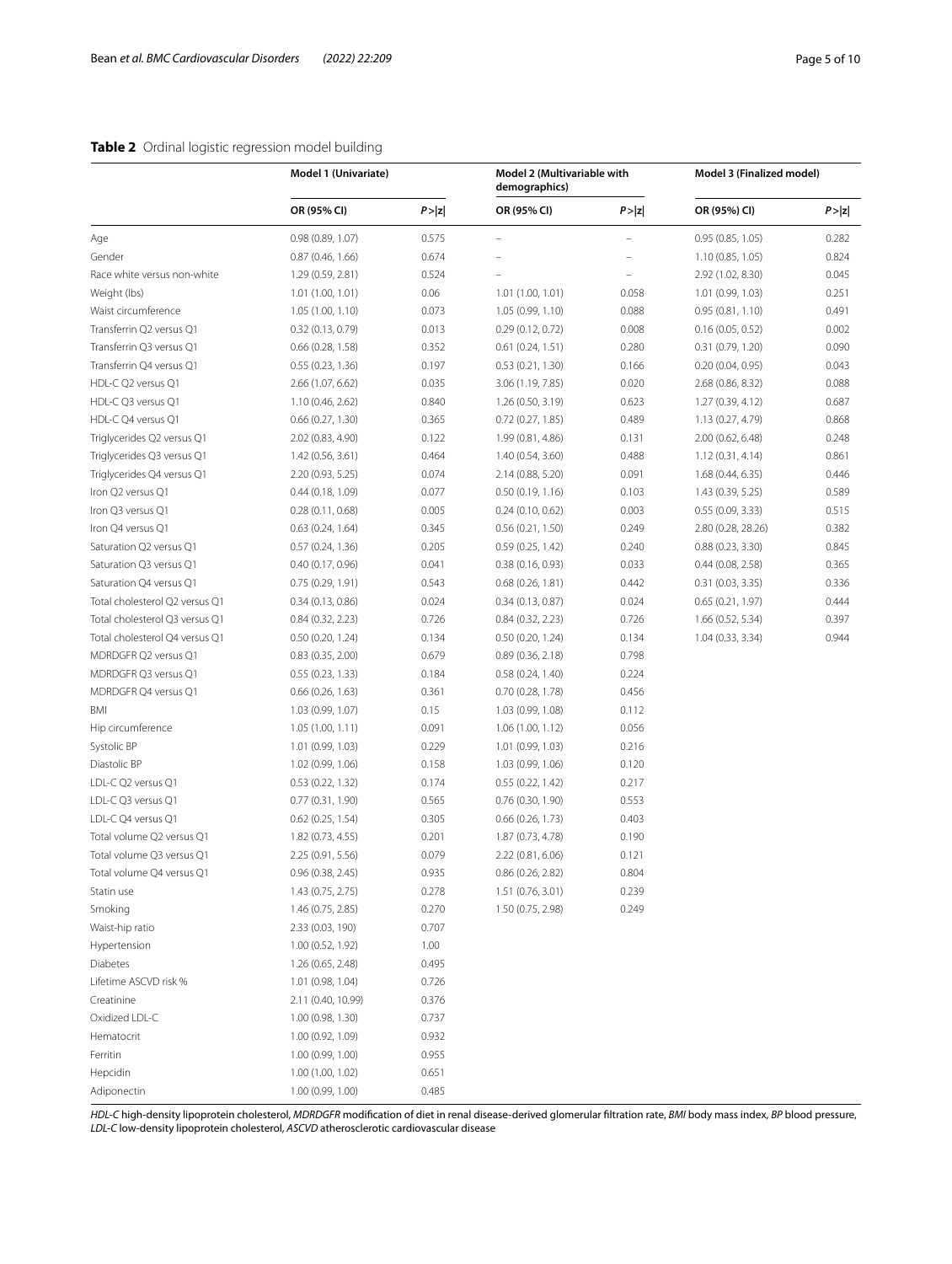**Table 2** Ordinal logistic regression model building

| | Model 1 (Univariate) | | Model 2 (Multivariable with demographics) | | Model 3 (Finalized model) | |
|---|---|---|---|---|---|---|
| | OR (95% CI) | P>\|z\| | OR (95% CI) | P>\|z\| | OR (95%) CI) | P>\|z\| |
| Age | 0.98 (0.89, 1.07) | 0.575 | – | – | 0.95 (0.85, 1.05) | 0.282 |
| Gender | 0.87 (0.46, 1.66) | 0.674 | – | – | 1.10 (0.85, 1.05) | 0.824 |
| Race white versus non-white | 1.29 (0.59, 2.81) | 0.524 | – | – | 2.92 (1.02, 8.30) | 0.045 |
| Weight (lbs) | 1.01 (1.00, 1.01) | 0.06 | 1.01 (1.00, 1.01) | 0.058 | 1.01 (0.99, 1.03) | 0.251 |
| Waist circumference | 1.05 (1.00, 1.10) | 0.073 | 1.05 (0.99, 1.10) | 0.088 | 0.95 (0.81, 1.10) | 0.491 |
| Transferrin Q2 versus Q1 | 0.32 (0.13, 0.79) | 0.013 | 0.29 (0.12, 0.72) | 0.008 | 0.16 (0.05, 0.52) | 0.002 |
| Transferrin Q3 versus Q1 | 0.66 (0.28, 1.58) | 0.352 | 0.61 (0.24, 1.51) | 0.280 | 0.31 (0.79, 1.20) | 0.090 |
| Transferrin Q4 versus Q1 | 0.55 (0.23, 1.36) | 0.197 | 0.53 (0.21, 1.30) | 0.166 | 0.20 (0.04, 0.95) | 0.043 |
| HDL-C Q2 versus Q1 | 2.66 (1.07, 6.62) | 0.035 | 3.06 (1.19, 7.85) | 0.020 | 2.68 (0.86, 8.32) | 0.088 |
| HDL-C Q3 versus Q1 | 1.10 (0.46, 2.62) | 0.840 | 1.26 (0.50, 3.19) | 0.623 | 1.27 (0.39, 4.12) | 0.687 |
| HDL-C Q4 versus Q1 | 0.66 (0.27, 1.30) | 0.365 | 0.72 (0.27, 1.85) | 0.489 | 1.13 (0.27, 4.79) | 0.868 |
| Triglycerides Q2 versus Q1 | 2.02 (0.83, 4.90) | 0.122 | 1.99 (0.81, 4.86) | 0.131 | 2.00 (0.62, 6.48) | 0.248 |
| Triglycerides Q3 versus Q1 | 1.42 (0.56, 3.61) | 0.464 | 1.40 (0.54, 3.60) | 0.488 | 1.12 (0.31, 4.14) | 0.861 |
| Triglycerides Q4 versus Q1 | 2.20 (0.93, 5.25) | 0.074 | 2.14 (0.88, 5.20) | 0.091 | 1.68 (0.44, 6.35) | 0.446 |
| Iron Q2 versus Q1 | 0.44 (0.18, 1.09) | 0.077 | 0.50 (0.19, 1.16) | 0.103 | 1.43 (0.39, 5.25) | 0.589 |
| Iron Q3 versus Q1 | 0.28 (0.11, 0.68) | 0.005 | 0.24 (0.10, 0.62) | 0.003 | 0.55 (0.09, 3.33) | 0.515 |
| Iron Q4 versus Q1 | 0.63 (0.24, 1.64) | 0.345 | 0.56 (0.21, 1.50) | 0.249 | 2.80 (0.28, 28.26) | 0.382 |
| Saturation Q2 versus Q1 | 0.57 (0.24, 1.36) | 0.205 | 0.59 (0.25, 1.42) | 0.240 | 0.88 (0.23, 3.30) | 0.845 |
| Saturation Q3 versus Q1 | 0.40 (0.17, 0.96) | 0.041 | 0.38 (0.16, 0.93) | 0.033 | 0.44 (0.08, 2.58) | 0.365 |
| Saturation Q4 versus Q1 | 0.75 (0.29, 1.91) | 0.543 | 0.68 (0.26, 1.81) | 0.442 | 0.31 (0.03, 3.35) | 0.336 |
| Total cholesterol Q2 versus Q1 | 0.34 (0.13, 0.86) | 0.024 | 0.34 (0.13, 0.87) | 0.024 | 0.65 (0.21, 1.97) | 0.444 |
| Total cholesterol Q3 versus Q1 | 0.84 (0.32, 2.23) | 0.726 | 0.84 (0.32, 2.23) | 0.726 | 1.66 (0.52, 5.34) | 0.397 |
| Total cholesterol Q4 versus Q1 | 0.50 (0.20, 1.24) | 0.134 | 0.50 (0.20, 1.24) | 0.134 | 1.04 (0.33, 3.34) | 0.944 |
| MDRDGFR Q2 versus Q1 | 0.83 (0.35, 2.00) | 0.679 | 0.89 (0.36, 2.18) | 0.798 | | |
| MDRDGFR Q3 versus Q1 | 0.55 (0.23, 1.33) | 0.184 | 0.58 (0.24, 1.40) | 0.224 | | |
| MDRDGFR Q4 versus Q1 | 0.66 (0.26, 1.63) | 0.361 | 0.70 (0.28, 1.78) | 0.456 | | |
| BMI | 1.03 (0.99, 1.07) | 0.15 | 1.03 (0.99, 1.08) | 0.112 | | |
| Hip circumference | 1.05 (1.00, 1.11) | 0.091 | 1.06 (1.00, 1.12) | 0.056 | | |
| Systolic BP | 1.01 (0.99, 1.03) | 0.229 | 1.01 (0.99, 1.03) | 0.216 | | |
| Diastolic BP | 1.02 (0.99, 1.06) | 0.158 | 1.03 (0.99, 1.06) | 0.120 | | |
| LDL-C Q2 versus Q1 | 0.53 (0.22, 1.32) | 0.174 | 0.55 (0.22, 1.42) | 0.217 | | |
| LDL-C Q3 versus Q1 | 0.77 (0.31, 1.90) | 0.565 | 0.76 (0.30, 1.90) | 0.553 | | |
| LDL-C Q4 versus Q1 | 0.62 (0.25, 1.54) | 0.305 | 0.66 (0.26, 1.73) | 0.403 | | |
| Total volume Q2 versus Q1 | 1.82 (0.73, 4.55) | 0.201 | 1.87 (0.73, 4.78) | 0.190 | | |
| Total volume Q3 versus Q1 | 2.25 (0.91, 5.56) | 0.079 | 2.22 (0.81, 6.06) | 0.121 | | |
| Total volume Q4 versus Q1 | 0.96 (0.38, 2.45) | 0.935 | 0.86 (0.26, 2.82) | 0.804 | | |
| Statin use | 1.43 (0.75, 2.75) | 0.278 | 1.51 (0.76, 3.01) | 0.239 | | |
| Smoking | 1.46 (0.75, 2.85) | 0.270 | 1.50 (0.75, 2.98) | 0.249 | | |
| Waist-hip ratio | 2.33 (0.03, 190) | 0.707 | | | | |
| Hypertension | 1.00 (0.52, 1.92) | 1.00 | | | | |
| Diabetes | 1.26 (0.65, 2.48) | 0.495 | | | | |
| Lifetime ASCVD risk % | 1.01 (0.98, 1.04) | 0.726 | | | | |
| Creatinine | 2.11 (0.40, 10.99) | 0.376 | | | | |
| Oxidized LDL-C | 1.00 (0.98, 1.30) | 0.737 | | | | |
| Hematocrit | 1.00 (0.92, 1.09) | 0.932 | | | | |
| Ferritin | 1.00 (0.99, 1.00) | 0.955 | | | | |
| Hepcidin | 1.00 (1.00, 1.02) | 0.651 | | | | |
| Adiponectin | 1.00 (0.99, 1.00) | 0.485 | | | | |

*HDL-C* high-density lipoprotein cholesterol, *MDRDGFR* modification of diet in renal disease-derived glomerular filtration rate, *BMI* body mass index, *BP* blood pressure, *LDL-C* low-density lipoprotein cholesterol, *ASCVD* atherosclerotic cardiovascular disease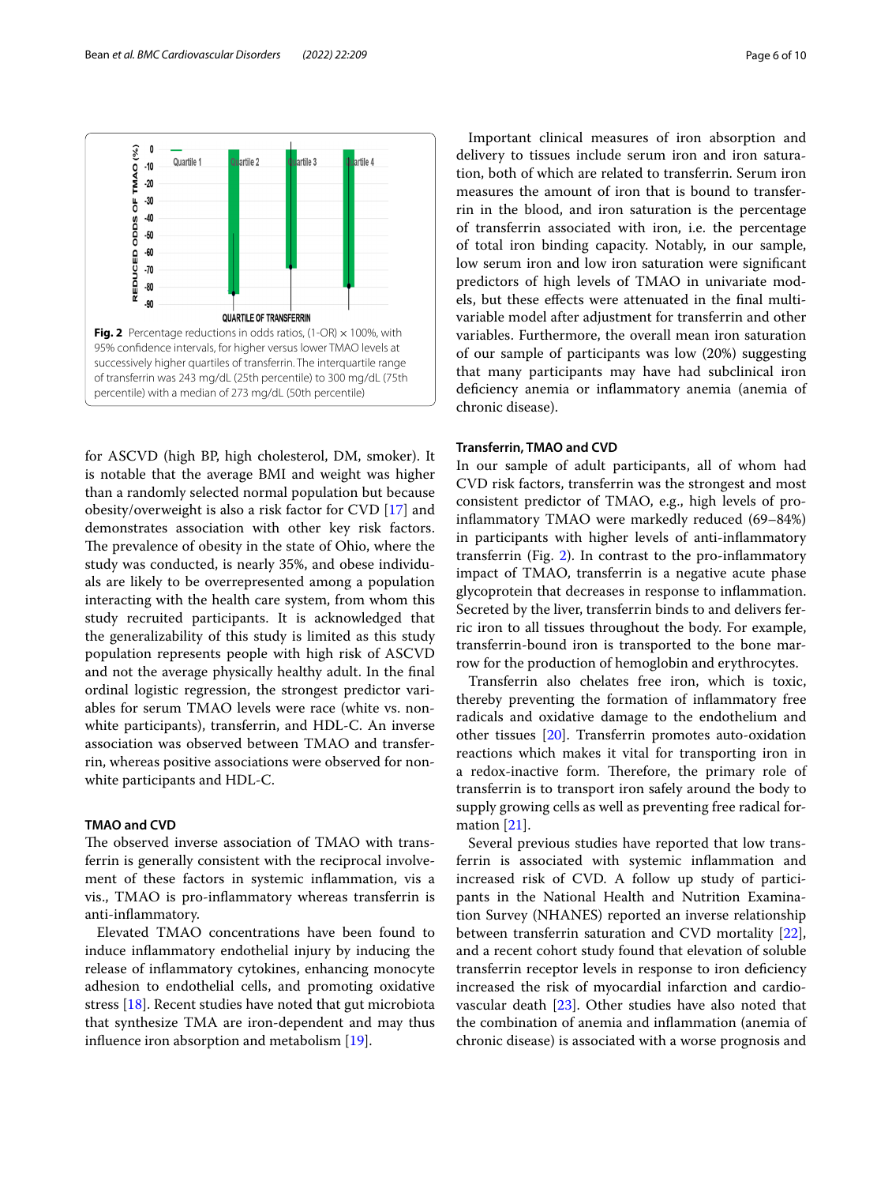Fig. 2 Percentage reductions in odds ratios, (1-OR) × 100%, with 95% confidence intervals, for higher versus lower TMAO levels at successively higher quartiles of transferrin. The interquartile range of transferrin was 243 mg/dL (25th percentile) to 300 mg/dL (75th percentile) with a median of 273 mg/dL (50th percentile)

for ASCVD (high BP, high cholesterol, DM, smoker). It is notable that the average BMI and weight was higher than a randomly selected normal population but because obesity/overweight is also a risk factor for CVD [17] and demonstrates association with other key risk factors. The prevalence of obesity in the state of Ohio, where the study was conducted, is nearly 35%, and obese individuals are likely to be overrepresented among a population interacting with the health care system, from whom this study recruited participants. It is acknowledged that the generalizability of this study is limited as this study population represents people with high risk of ASCVD and not the average physically healthy adult. In the final ordinal logistic regression, the strongest predictor variables for serum TMAO levels were race (white vs. non-white participants), transferrin, and HDL-C. An inverse association was observed between TMAO and transferrin, whereas positive associations were observed for non-white participants and HDL-C.

### TMAO and CVD

The observed inverse association of TMAO with transferrin is generally consistent with the reciprocal involvement of these factors in systemic inflammation, vis a vis., TMAO is pro-inflammatory whereas transferrin is anti-inflammatory.

Elevated TMAO concentrations have been found to induce inflammatory endothelial injury by inducing the release of inflammatory cytokines, enhancing monocyte adhesion to endothelial cells, and promoting oxidative stress [18]. Recent studies have noted that gut microbiota that synthesize TMA are iron-dependent and may thus influence iron absorption and metabolism [19].

Important clinical measures of iron absorption and delivery to tissues include serum iron and iron saturation, both of which are related to transferrin. Serum iron measures the amount of iron that is bound to transferrin in the blood, and iron saturation is the percentage of transferrin associated with iron, i.e. the percentage of total iron binding capacity. Notably, in our sample, low serum iron and low iron saturation were significant predictors of high levels of TMAO in univariate models, but these effects were attenuated in the final multivariable model after adjustment for transferrin and other variables. Furthermore, the overall mean iron saturation of our sample of participants was low (20%) suggesting that many participants may have had subclinical iron deficiency anemia or inflammatory anemia (anemia of chronic disease).

### Transferrin, TMAO and CVD

In our sample of adult participants, all of whom had CVD risk factors, transferrin was the strongest and most consistent predictor of TMAO, e.g., high levels of pro-inflammatory TMAO were markedly reduced (69–84%) in participants with higher levels of anti-inflammatory transferrin (Fig. 2). In contrast to the pro-inflammatory impact of TMAO, transferrin is a negative acute phase glycoprotein that decreases in response to inflammation. Secreted by the liver, transferrin binds to and delivers ferric iron to all tissues throughout the body. For example, transferrin-bound iron is transported to the bone marrow for the production of hemoglobin and erythrocytes.

Transferrin also chelates free iron, which is toxic, thereby preventing the formation of inflammatory free radicals and oxidative damage to the endothelium and other tissues [20]. Transferrin promotes auto-oxidation reactions which makes it vital for transporting iron in a redox-inactive form. Therefore, the primary role of transferrin is to transport iron safely around the body to supply growing cells as well as preventing free radical formation [21].

Several previous studies have reported that low transferrin is associated with systemic inflammation and increased risk of CVD. A follow up study of participants in the National Health and Nutrition Examination Survey (NHANES) reported an inverse relationship between transferrin saturation and CVD mortality [22], and a recent cohort study found that elevation of soluble transferrin receptor levels in response to iron deficiency increased the risk of myocardial infarction and cardiovascular death [23]. Other studies have also noted that the combination of anemia and inflammation (anemia of chronic disease) is associated with a worse prognosis and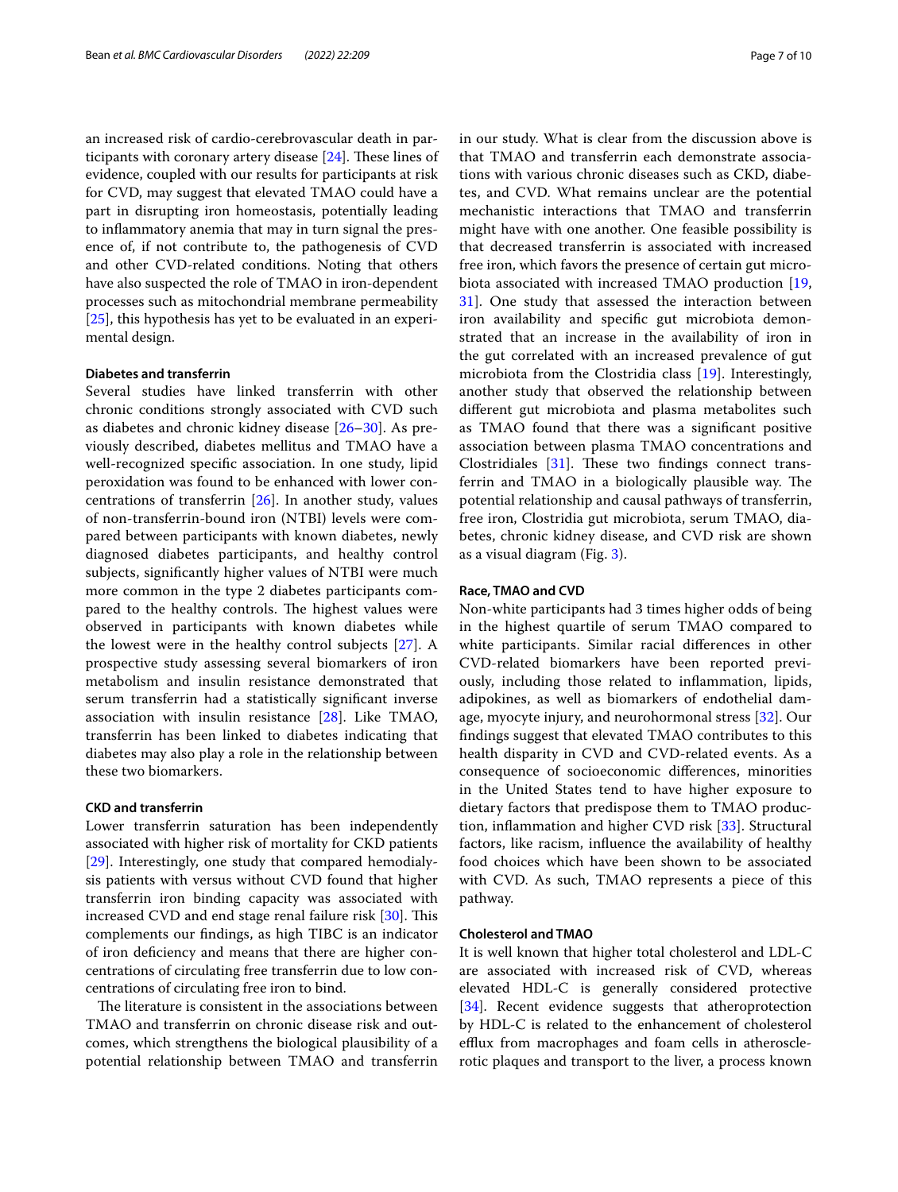an increased risk of cardio-cerebrovascular death in participants with coronary artery disease [24]. These lines of evidence, coupled with our results for participants at risk for CVD, may suggest that elevated TMAO could have a part in disrupting iron homeostasis, potentially leading to inflammatory anemia that may in turn signal the presence of, if not contribute to, the pathogenesis of CVD and other CVD-related conditions. Noting that others have also suspected the role of TMAO in iron-dependent processes such as mitochondrial membrane permeability [25], this hypothesis has yet to be evaluated in an experimental design.

### Diabetes and transferrin

Several studies have linked transferrin with other chronic conditions strongly associated with CVD such as diabetes and chronic kidney disease [26–30]. As previously described, diabetes mellitus and TMAO have a well-recognized specific association. In one study, lipid peroxidation was found to be enhanced with lower concentrations of transferrin [26]. In another study, values of non-transferrin-bound iron (NTBI) levels were compared between participants with known diabetes, newly diagnosed diabetes participants, and healthy control subjects, significantly higher values of NTBI were much more common in the type 2 diabetes participants compared to the healthy controls. The highest values were observed in participants with known diabetes while the lowest were in the healthy control subjects [27]. A prospective study assessing several biomarkers of iron metabolism and insulin resistance demonstrated that serum transferrin had a statistically significant inverse association with insulin resistance [28]. Like TMAO, transferrin has been linked to diabetes indicating that diabetes may also play a role in the relationship between these two biomarkers.

### CKD and transferrin

Lower transferrin saturation has been independently associated with higher risk of mortality for CKD patients [29]. Interestingly, one study that compared hemodialysis patients with versus without CVD found that higher transferrin iron binding capacity was associated with increased CVD and end stage renal failure risk [30]. This complements our findings, as high TIBC is an indicator of iron deficiency and means that there are higher concentrations of circulating free transferrin due to low concentrations of circulating free iron to bind.

The literature is consistent in the associations between TMAO and transferrin on chronic disease risk and outcomes, which strengthens the biological plausibility of a potential relationship between TMAO and transferrin in our study. What is clear from the discussion above is that TMAO and transferrin each demonstrate associations with various chronic diseases such as CKD, diabetes, and CVD. What remains unclear are the potential mechanistic interactions that TMAO and transferrin might have with one another. One feasible possibility is that decreased transferrin is associated with increased free iron, which favors the presence of certain gut microbiota associated with increased TMAO production [19, 31]. One study that assessed the interaction between iron availability and specific gut microbiota demonstrated that an increase in the availability of iron in the gut correlated with an increased prevalence of gut microbiota from the Clostridia class [19]. Interestingly, another study that observed the relationship between different gut microbiota and plasma metabolites such as TMAO found that there was a significant positive association between plasma TMAO concentrations and Clostridiales [31]. These two findings connect transferrin and TMAO in a biologically plausible way. The potential relationship and causal pathways of transferrin, free iron, Clostridia gut microbiota, serum TMAO, diabetes, chronic kidney disease, and CVD risk are shown as a visual diagram (Fig. 3).

### Race, TMAO and CVD

Non-white participants had 3 times higher odds of being in the highest quartile of serum TMAO compared to white participants. Similar racial differences in other CVD-related biomarkers have been reported previously, including those related to inflammation, lipids, adipokines, as well as biomarkers of endothelial damage, myocyte injury, and neurohormonal stress [32]. Our findings suggest that elevated TMAO contributes to this health disparity in CVD and CVD-related events. As a consequence of socioeconomic differences, minorities in the United States tend to have higher exposure to dietary factors that predispose them to TMAO production, inflammation and higher CVD risk [33]. Structural factors, like racism, influence the availability of healthy food choices which have been shown to be associated with CVD. As such, TMAO represents a piece of this pathway.

### Cholesterol and TMAO

It is well known that higher total cholesterol and LDL-C are associated with increased risk of CVD, whereas elevated HDL-C is generally considered protective [34]. Recent evidence suggests that atheroprotection by HDL-C is related to the enhancement of cholesterol efflux from macrophages and foam cells in atherosclerotic plaques and transport to the liver, a process known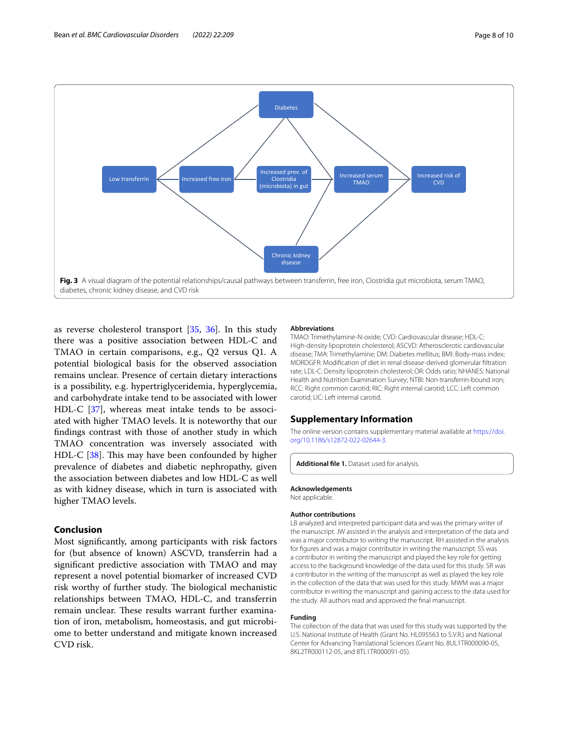**Fig. 3** A visual diagram of the potential relationships/causal pathways between transferrin, free iron, Clostridia gut microbiota, serum TMAO, diabetes, chronic kidney disease, and CVD risk

as reverse cholesterol transport [35, 36]. In this study there was a positive association between HDL-C and TMAO in certain comparisons, e.g., Q2 versus Q1. A potential biological basis for the observed association remains unclear. Presence of certain dietary interactions is a possibility, e.g. hypertriglyceridemia, hyperglycemia, and carbohydrate intake tend to be associated with lower HDL-C [37], whereas meat intake tends to be associated with higher TMAO levels. It is noteworthy that our findings contrast with those of another study in which TMAO concentration was inversely associated with HDL-C [38]. This may have been confounded by higher prevalence of diabetes and diabetic nephropathy, given the association between diabetes and low HDL-C as well as with kidney disease, which in turn is associated with higher TMAO levels.

## Conclusion

Most significantly, among participants with risk factors for (but absence of known) ASCVD, transferrin had a significant predictive association with TMAO and may represent a novel potential biomarker of increased CVD risk worthy of further study. The biological mechanistic relationships between TMAO, HDL-C, and transferrin remain unclear. These results warrant further examination of iron, metabolism, homeostasis, and gut microbiome to better understand and mitigate known increased CVD risk.

### Abbreviations

TMAO: Trimethylamine-N-oxide; CVD: Cardiovascular disease; HDL-C: High-density lipoprotein cholesterol; ASCVD: Atherosclerotic cardiovascular disease; TMA: Trimethylamine; DM: Diabetes mellitus; BMI: Body-mass index; MDRDGFR: Modification of diet in renal disease-derived glomerular filtration rate; LDL-C: Density lipoprotein cholesterol; OR: Odds ratio; NHANES: National Health and Nutrition Examination Survey; NTBI: Non-transferrin-bound iron; RCC: Right common carotid; RIC: Right internal carotid; LCC: Left common carotid; LIC: Left internal carotid.

## Supplementary Information

The online version contains supplementary material available at https://doi.org/10.1186/s12872-022-02644-3.

**Additional file 1.** Dataset used for analysis.

### Acknowledgements

Not applicable.

### Author contributions

LB analyzed and interpreted participant data and was the primary writer of the manuscript. JW assisted in the analysis and interpretation of the data and was a major contributor to writing the manuscript. RH assisted in the analysis for figures and was a major contributor in writing the manuscript. SS was a contributor in writing the manuscript and played the key role for getting access to the background knowledge of the data used for this study. SR was a contributor in the writing of the manuscript as well as played the key role in the collection of the data that was used for this study. MWM was a major contributor in writing the manuscript and gaining access to the data used for the study. All authors read and approved the final manuscript.

### Funding

The collection of the data that was used for this study was supported by the U.S. National Institute of Health (Grant No. HL095563 to S.V.R.) and National Center for Advancing Translational Sciences (Grant No. 8UL1TR000090-05, 8KL2TR000112-05, and 8TL1TR000091-05).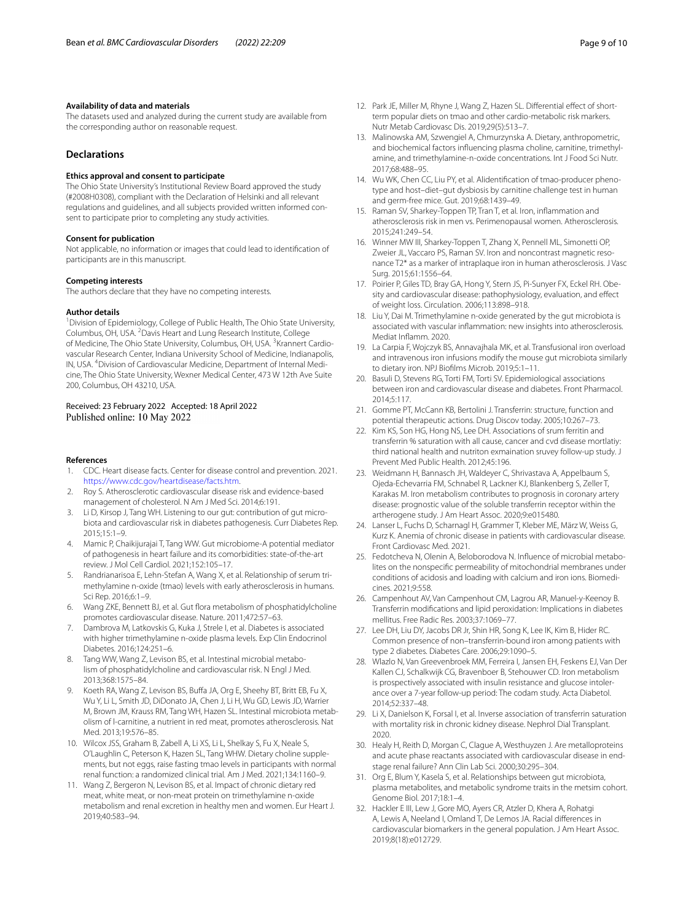#### Availability of data and materials

The datasets used and analyzed during the current study are available from the corresponding author on reasonable request.

## Declarations

#### Ethics approval and consent to participate

The Ohio State University's Institutional Review Board approved the study (#2008H0308), compliant with the Declaration of Helsinki and all relevant regulations and guidelines, and all subjects provided written informed consent to participate prior to completing any study activities.

#### Consent for publication

Not applicable, no information or images that could lead to identification of participants are in this manuscript.

#### Competing interests

The authors declare that they have no competing interests.

#### Author details

[1]Division of Epidemiology, College of Public Health, The Ohio State University, Columbus, OH, USA. [2]Davis Heart and Lung Research Institute, College of Medicine, The Ohio State University, Columbus, OH, USA. [3]Krannert Cardiovascular Research Center, Indiana University School of Medicine, Indianapolis, IN, USA. [4]Division of Cardiovascular Medicine, Department of Internal Medicine, The Ohio State University, Wexner Medical Center, 473 W 12th Ave Suite 200, Columbus, OH 43210, USA.

Received: 23 February 2022 Accepted: 18 April 2022
Published online: 10 May 2022

#### References

1. CDC. Heart disease facts. Center for disease control and prevention. 2021. https://www.cdc.gov/heartdisease/facts.htm.
2. Roy S. Atherosclerotic cardiovascular disease risk and evidence-based management of cholesterol. N Am J Med Sci. 2014;6:191.
3. Li D, Kirsop J, Tang WH. Listening to our gut: contribution of gut microbiota and cardiovascular risk in diabetes pathogenesis. Curr Diabetes Rep. 2015;15:1–9.
4. Mamic P, Chaikijurajai T, Tang WW. Gut microbiome-A potential mediator of pathogenesis in heart failure and its comorbidities: state-of-the-art review. J Mol Cell Cardiol. 2021;152:105–17.
5. Randrianarisoa E, Lehn-Stefan A, Wang X, et al. Relationship of serum trimethylamine n-oxide (tmao) levels with early atherosclerosis in humans. Sci Rep. 2016;6:1–9.
6. Wang ZKE, Bennett BJ, et al. Gut flora metabolism of phosphatidylcholine promotes cardiovascular disease. Nature. 2011;472:57–63.
7. Dambrova M, Latkovskis G, Kuka J, Strele I, et al. Diabetes is associated with higher trimethylamine n-oxide plasma levels. Exp Clin Endocrinol Diabetes. 2016;124:251–6.
8. Tang WW, Wang Z, Levison BS, et al. Intestinal microbial metabolism of phosphatidylcholine and cardiovascular risk. N Engl J Med. 2013;368:1575–84.
9. Koeth RA, Wang Z, Levison BS, Buffa JA, Org E, Sheehy BT, Britt EB, Fu X, Wu Y, Li L, Smith JD, DiDonato JA, Chen J, Li H, Wu GD, Lewis JD, Warrier M, Brown JM, Krauss RM, Tang WH, Hazen SL. Intestinal microbiota metabolism of l-carnitine, a nutrient in red meat, promotes atherosclerosis. Nat Med. 2013;19:576–85.
10. Wilcox JSS, Graham B, Zabell A, Li XS, Li L, Shelkay S, Fu X, Neale S, O'Laughlin C, Peterson K, Hazen SL, Tang WHW. Dietary choline supplements, but not eggs, raise fasting tmao levels in participants with normal renal function: a randomized clinical trial. Am J Med. 2021;134:1160–9.
11. Wang Z, Bergeron N, Levison BS, et al. Impact of chronic dietary red meat, white meat, or non-meat protein on trimethylamine n-oxide metabolism and renal excretion in healthy men and women. Eur Heart J. 2019;40:583–94.
12. Park JE, Miller M, Rhyne J, Wang Z, Hazen SL. Differential effect of short-term popular diets on tmao and other cardio-metabolic risk markers. Nutr Metab Cardiovasc Dis. 2019;29(5):513–7.
13. Malinowska AM, Szwengiel A, Chmurzynska A. Dietary, anthropometric, and biochemical factors influencing plasma choline, carnitine, trimethylamine, and trimethylamine-n-oxide concentrations. Int J Food Sci Nutr. 2017;68:488–95.
14. Wu WK, Chen CC, Liu PY, et al. Alidentification of tmao-producer phenotype and host–diet–gut dysbiosis by carnitine challenge test in human and germ-free mice. Gut. 2019;68:1439–49.
15. Raman SV, Sharkey-Toppen TP, Tran T, et al. Iron, inflammation and atherosclerosis risk in men vs. Perimenopausal women. Atherosclerosis. 2015;241:249–54.
16. Winner MW III, Sharkey-Toppen T, Zhang X, Pennell ML, Simonetti OP, Zweier JL, Vaccaro PS, Raman SV. Iron and noncontrast magnetic resonance T2* as a marker of intraplaque iron in human atherosclerosis. J Vasc Surg. 2015;61:1556–64.
17. Poirier P, Giles TD, Bray GA, Hong Y, Stern JS, Pi-Sunyer FX, Eckel RH. Obesity and cardiovascular disease: pathophysiology, evaluation, and effect of weight loss. Circulation. 2006;113:898–918.
18. Liu Y, Dai M. Trimethylamine n-oxide generated by the gut microbiota is associated with vascular inflammation: new insights into atherosclerosis. Mediat Inflamm. 2020.
19. La Carpia F, Wojczyk BS, Annavajhala MK, et al. Transfusional iron overload and intravenous iron infusions modify the mouse gut microbiota similarly to dietary iron. NPJ Biofilms Microb. 2019;5:1–11.
20. Basuli D, Stevens RG, Torti FM, Torti SV. Epidemiological associations between iron and cardiovascular disease and diabetes. Front Pharmacol. 2014;5:117.
21. Gomme PT, McCann KB, Bertolini J. Transferrin: structure, function and potential therapeutic actions. Drug Discov today. 2005;10:267–73.
22. Kim KS, Son HG, Hong NS, Lee DH. Associations of srum ferritin and transferrin % saturation with all cause, cancer and cvd disease mortlatiy: third national health and nutriton exmaination sruvey follow-up study. J Prevent Med Public Health. 2012;45:196.
23. Weidmann H, Bannasch JH, Waldeyer C, Shrivastava A, Appelbaum S, Ojeda-Echevarria FM, Schnabel R, Lackner KJ, Blankenberg S, Zeller T, Karakas M. Iron metabolism contributes to prognosis in coronary artery disease: prognostic value of the soluble transferrin receptor within the artherogene study. J Am Heart Assoc. 2020;9:e015480.
24. Lanser L, Fuchs D, Scharnagl H, Grammer T, Kleber ME, März W, Weiss G, Kurz K. Anemia of chronic disease in patients with cardiovascular disease. Front Cardiovasc Med. 2021.
25. Fedotcheva N, Olenin A, Beloborodova N. Influence of microbial metabolites on the nonspecific permeability of mitochondrial membranes under conditions of acidosis and loading with calcium and iron ions. Biomedicines. 2021;9:558.
26. Campenhout AV, Van Campenhout CM, Lagrou AR, Manuel-y-Keenoy B. Transferrin modifications and lipid peroxidation: Implications in diabetes mellitus. Free Radic Res. 2003;37:1069–77.
27. Lee DH, Liu DY, Jacobs DR Jr, Shin HR, Song K, Lee IK, Kim B, Hider RC. Common presence of non–transferrin-bound iron among patients with type 2 diabetes. Diabetes Care. 2006;29:1090–5.
28. Wlazlo N, Van Greevenbroek MM, Ferreira I, Jansen EH, Feskens EJ, Van Der Kallen CJ, Schalkwijk CG, Bravenboer B, Stehouwer CD. Iron metabolism is prospectively associated with insulin resistance and glucose intolerance over a 7-year follow-up period: The codam study. Acta Diabetol. 2014;52:337–48.
29. Li X, Danielson K, Forsal I, et al. Inverse association of transferrin saturation with mortality risk in chronic kidney disease. Nephrol Dial Transplant. 2020.
30. Healy H, Reith D, Morgan C, Clague A, Westhuyzen J. Are metalloproteins and acute phase reactants associated with cardiovascular disease in end-stage renal failure? Ann Clin Lab Sci. 2000;30:295–304.
31. Org E, Blum Y, Kasela S, et al. Relationships between gut microbiota, plasma metabolites, and metabolic syndrome traits in the metsim cohort. Genome Biol. 2017;18:1–4.
32. Hackler E III, Lew J, Gore MO, Ayers CR, Atzler D, Khera A, Rohatgi A, Lewis A, Neeland I, Omland T, De Lemos JA. Racial differences in cardiovascular biomarkers in the general population. J Am Heart Assoc. 2019;8(18):e012729.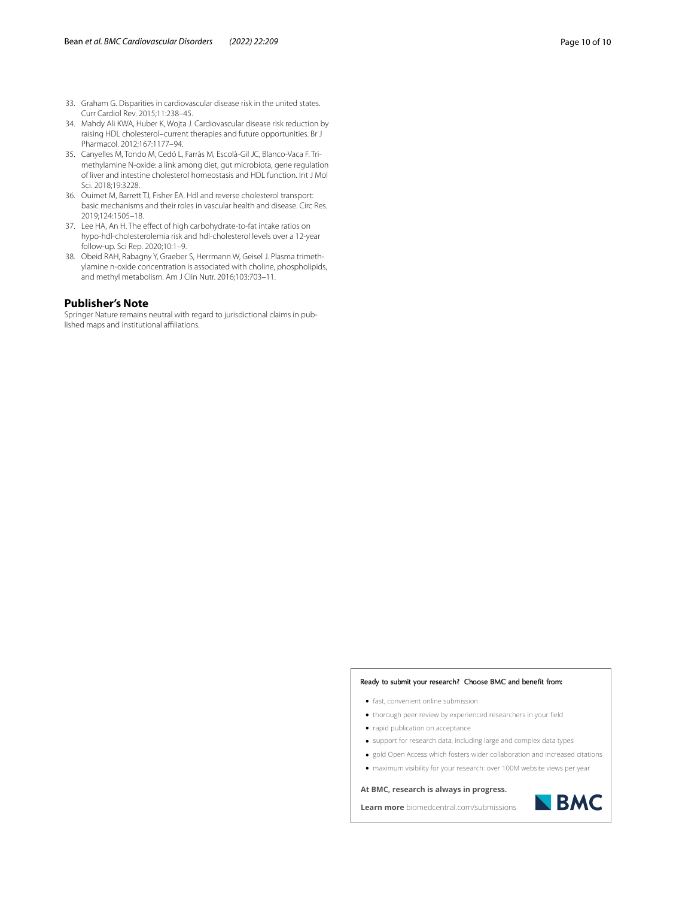33. Graham G. Disparities in cardiovascular disease risk in the united states. Curr Cardiol Rev. 2015;11:238–45.
34. Mahdy Ali KWA, Huber K, Wojta J. Cardiovascular disease risk reduction by raising HDL cholesterol–current therapies and future opportunities. Br J Pharmacol. 2012;167:1177–94.
35. Canyelles M, Tondo M, Cedó L, Farràs M, Escolà-Gil JC, Blanco-Vaca F. Trimethylamine N-oxide: a link among diet, gut microbiota, gene regulation of liver and intestine cholesterol homeostasis and HDL function. Int J Mol Sci. 2018;19:3228.
36. Ouimet M, Barrett TJ, Fisher EA. Hdl and reverse cholesterol transport: basic mechanisms and their roles in vascular health and disease. Circ Res. 2019;124:1505–18.
37. Lee HA, An H. The effect of high carbohydrate-to-fat intake ratios on hypo-hdl-cholesterolemia risk and hdl-cholesterol levels over a 12-year follow-up. Sci Rep. 2020;10:1–9.
38. Obeid RAH, Rabagny Y, Graeber S, Herrmann W, Geisel J. Plasma trimethylamine n-oxide concentration is associated with choline, phospholipids, and methyl metabolism. Am J Clin Nutr. 2016;103:703–11.

## Publisher's Note

Springer Nature remains neutral with regard to jurisdictional claims in published maps and institutional affiliations.

Ready to submit your research? Choose BMC and benefit from:

- fast, convenient online submission
- thorough peer review by experienced researchers in your field
- rapid publication on acceptance
- support for research data, including large and complex data types
- gold Open Access which fosters wider collaboration and increased citations
- maximum visibility for your research: over 100M website views per year

**At BMC, research is always in progress.**

**Learn more** biomedcentral.com/submissions

BMC